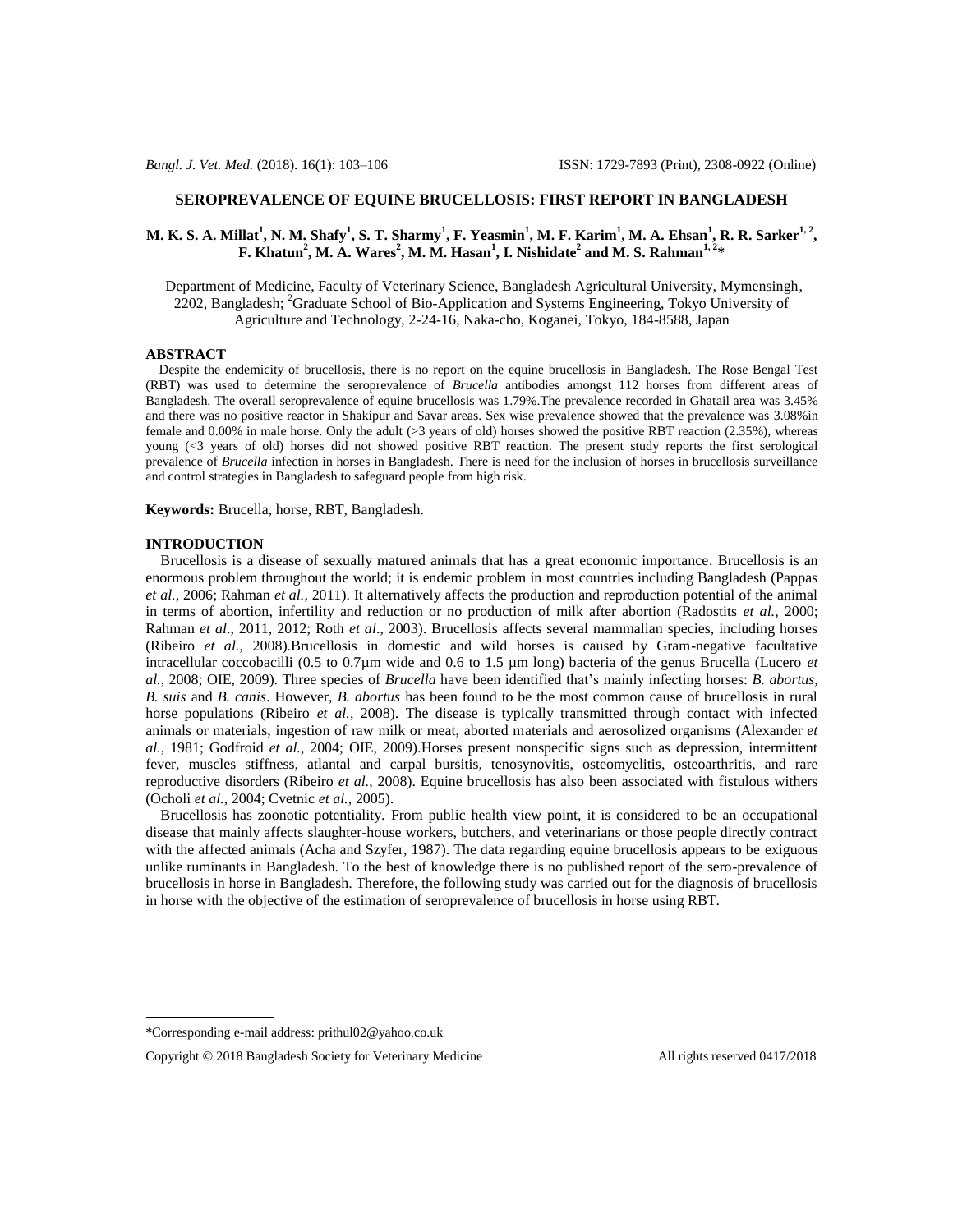# SEROPREVALENCE OF EQUINE BRUCELLOSIS: FIRST REPORT IN BANGLADESH

**M. K. S. A. Millat[1], N. M. Shafy[1], S. T. Sharmy[1], F. Yeasmin[1], M. F. Karim[1], M. A. Ehsan[1], R. R. Sarker[1, 2], F. Khatun[2], M. A. Wares[2], M. M. Hasan[1], I. Nishidate[2] and M. S. Rahman[1, 2]***

[1]Department of Medicine, Faculty of Veterinary Science, Bangladesh Agricultural University, Mymensingh, 2202, Bangladesh; [2]Graduate School of Bio-Application and Systems Engineering, Tokyo University of Agriculture and Technology, 2-24-16, Naka-cho, Koganei, Tokyo, 184-8588, Japan

## ABSTRACT

Despite the endemicity of brucellosis, there is no report on the equine brucellosis in Bangladesh. The Rose Bengal Test (RBT) was used to determine the seroprevalence of *Brucella* antibodies amongst 112 horses from different areas of Bangladesh. The overall seroprevalence of equine brucellosis was 1.79%.The prevalence recorded in Ghatail area was 3.45% and there was no positive reactor in Shakipur and Savar areas. Sex wise prevalence showed that the prevalence was 3.08%in female and 0.00% in male horse. Only the adult (>3 years of old) horses showed the positive RBT reaction (2.35%), whereas young (<3 years of old) horses did not showed positive RBT reaction. The present study reports the first serological prevalence of *Brucella* infection in horses in Bangladesh. There is need for the inclusion of horses in brucellosis surveillance and control strategies in Bangladesh to safeguard people from high risk.

**Keywords:** Brucella, horse, RBT, Bangladesh.

## INTRODUCTION

Brucellosis is a disease of sexually matured animals that has a great economic importance. Brucellosis is an enormous problem throughout the world; it is endemic problem in most countries including Bangladesh (Pappas *et al.*, 2006; Rahman *et al.*, 2011). It alternatively affects the production and reproduction potential of the animal in terms of abortion, infertility and reduction or no production of milk after abortion (Radostits *et al.*, 2000; Rahman *et al*., 2011, 2012; Roth *et al*., 2003). Brucellosis affects several mammalian species, including horses (Ribeiro *et al.*, 2008).Brucellosis in domestic and wild horses is caused by Gram-negative facultative intracellular coccobacilli (0.5 to 0.7µm wide and 0.6 to 1.5 µm long) bacteria of the genus Brucella (Lucero *et al.*, 2008; OIE, 2009). Three species of *Brucella* have been identified that's mainly infecting horses: *B. abortus*, *B. suis* and *B. canis*. However, *B. abortus* has been found to be the most common cause of brucellosis in rural horse populations (Ribeiro *et al.*, 2008). The disease is typically transmitted through contact with infected animals or materials, ingestion of raw milk or meat, aborted materials and aerosolized organisms (Alexander *et al.*, 1981; Godfroid *et al.*, 2004; OIE, 2009).Horses present nonspecific signs such as depression, intermittent fever, muscles stiffness, atlantal and carpal bursitis, tenosynovitis, osteomyelitis, osteoarthritis, and rare reproductive disorders (Ribeiro *et al.*, 2008). Equine brucellosis has also been associated with fistulous withers (Ocholi *et al.*, 2004; Cvetnic *et al.*, 2005).

Brucellosis has zoonotic potentiality. From public health view point, it is considered to be an occupational disease that mainly affects slaughter-house workers, butchers, and veterinarians or those people directly contract with the affected animals (Acha and Szyfer, 1987). The data regarding equine brucellosis appears to be exiguous unlike ruminants in Bangladesh. To the best of knowledge there is no published report of the sero-prevalence of brucellosis in horse in Bangladesh. Therefore, the following study was carried out for the diagnosis of brucellosis in horse with the objective of the estimation of seroprevalence of brucellosis in horse using RBT.

---

*Corresponding e-mail address: prithul02@yahoo.co.uk

Copyright © 2018 Bangladesh Society for Veterinary Medicine All rights reserved 0417/2018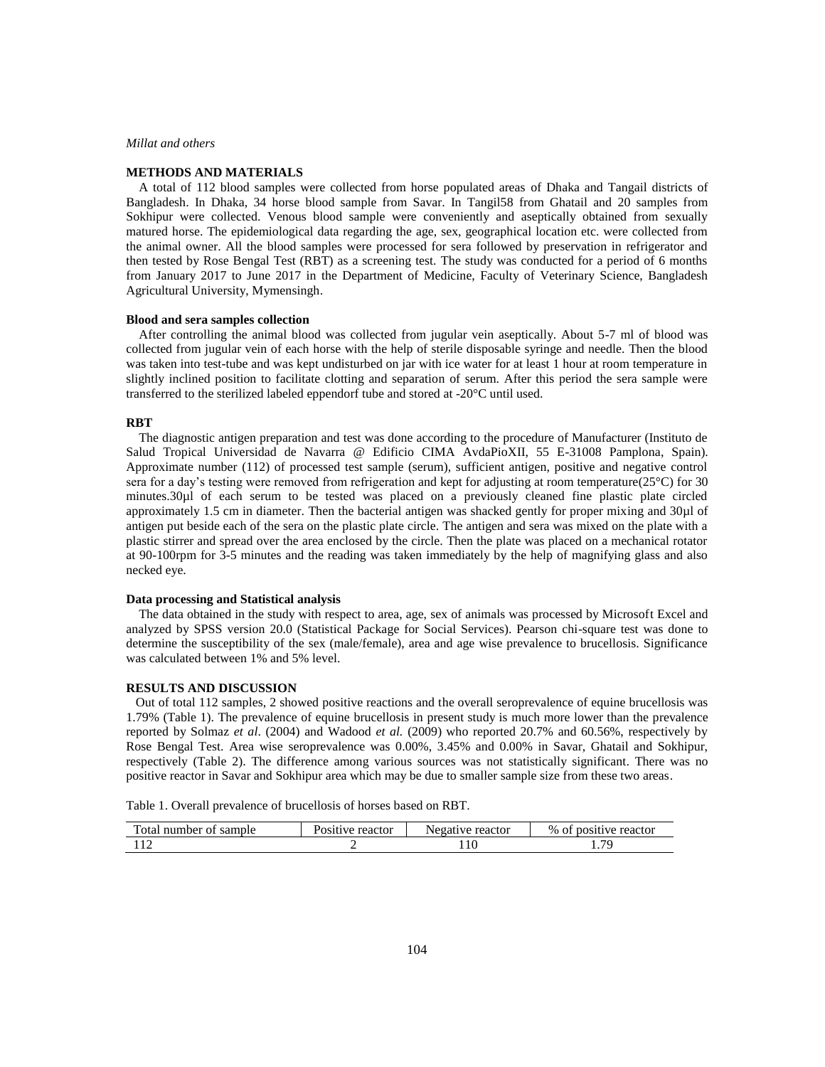## METHODS AND MATERIALS

A total of 112 blood samples were collected from horse populated areas of Dhaka and Tangail districts of Bangladesh. In Dhaka, 34 horse blood sample from Savar. In Tangil58 from Ghatail and 20 samples from Sokhipur were collected. Venous blood sample were conveniently and aseptically obtained from sexually matured horse. The epidemiological data regarding the age, sex, geographical location etc. were collected from the animal owner. All the blood samples were processed for sera followed by preservation in refrigerator and then tested by Rose Bengal Test (RBT) as a screening test. The study was conducted for a period of 6 months from January 2017 to June 2017 in the Department of Medicine, Faculty of Veterinary Science, Bangladesh Agricultural University, Mymensingh.

### Blood and sera samples collection

After controlling the animal blood was collected from jugular vein aseptically. About 5-7 ml of blood was collected from jugular vein of each horse with the help of sterile disposable syringe and needle. Then the blood was taken into test-tube and was kept undisturbed on jar with ice water for at least 1 hour at room temperature in slightly inclined position to facilitate clotting and separation of serum. After this period the sera sample were transferred to the sterilized labeled eppendorf tube and stored at -20°C until used.

### RBT

The diagnostic antigen preparation and test was done according to the procedure of Manufacturer (Instituto de Salud Tropical Universidad de Navarra @ Edificio CIMA AvdaPioXII, 55 E-31008 Pamplona, Spain). Approximate number (112) of processed test sample (serum), sufficient antigen, positive and negative control sera for a day's testing were removed from refrigeration and kept for adjusting at room temperature(25°C) for 30 minutes.30μl of each serum to be tested was placed on a previously cleaned fine plastic plate circled approximately 1.5 cm in diameter. Then the bacterial antigen was shacked gently for proper mixing and 30μl of antigen put beside each of the sera on the plastic plate circle. The antigen and sera was mixed on the plate with a plastic stirrer and spread over the area enclosed by the circle. Then the plate was placed on a mechanical rotator at 90-100rpm for 3-5 minutes and the reading was taken immediately by the help of magnifying glass and also necked eye.

### Data processing and Statistical analysis

The data obtained in the study with respect to area, age, sex of animals was processed by Microsoft Excel and analyzed by SPSS version 20.0 (Statistical Package for Social Services). Pearson chi-square test was done to determine the susceptibility of the sex (male/female), area and age wise prevalence to brucellosis. Significance was calculated between 1% and 5% level.

## RESULTS AND DISCUSSION

Out of total 112 samples, 2 showed positive reactions and the overall seroprevalence of equine brucellosis was 1.79% (Table 1). The prevalence of equine brucellosis in present study is much more lower than the prevalence reported by Solmaz *et al*. (2004) and Wadood *et al.* (2009) who reported 20.7% and 60.56%, respectively by Rose Bengal Test. Area wise seroprevalence was 0.00%, 3.45% and 0.00% in Savar, Ghatail and Sokhipur, respectively (Table 2). The difference among various sources was not statistically significant. There was no positive reactor in Savar and Sokhipur area which may be due to smaller sample size from these two areas.

Table 1. Overall prevalence of brucellosis of horses based on RBT.

| Total number of sample | Positive reactor | Negative reactor | % of positive reactor |
|---|---|---|---|
| 112 | 2 | 110 | 1.79 |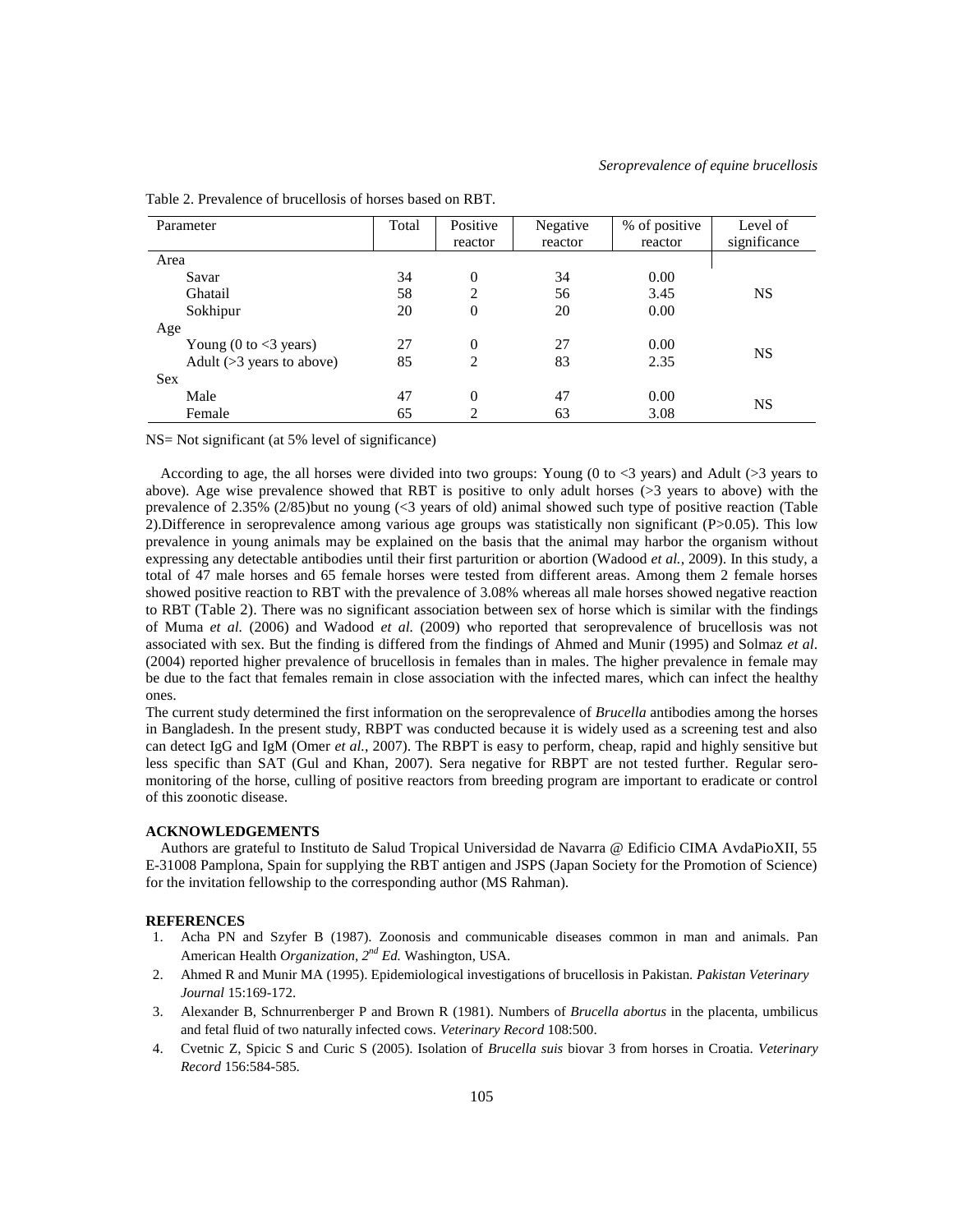Table 2. Prevalence of brucellosis of horses based on RBT.

| Parameter | Total | Positive reactor | Negative reactor | % of positive reactor | Level of significance |
|---|---|---|---|---|---|
| Area | | | | | |
| Savar | 34 | 0 | 34 | 0.00 | |
| Ghatail | 58 | 2 | 56 | 3.45 | NS |
| Sokhipur | 20 | 0 | 20 | 0.00 | |
| Age | | | | | |
| Young (0 to <3 years) | 27 | 0 | 27 | 0.00 | NS |
| Adult (>3 years to above) | 85 | 2 | 83 | 2.35 | |
| Sex | | | | | |
| Male | 47 | 0 | 47 | 0.00 | NS |
| Female | 65 | 2 | 63 | 3.08 | |

NS= Not significant (at 5% level of significance)

According to age, the all horses were divided into two groups: Young (0 to <3 years) and Adult (>3 years to above). Age wise prevalence showed that RBT is positive to only adult horses (>3 years to above) with the prevalence of 2.35% (2/85)but no young (<3 years of old) animal showed such type of positive reaction (Table 2).Difference in seroprevalence among various age groups was statistically non significant (P>0.05). This low prevalence in young animals may be explained on the basis that the animal may harbor the organism without expressing any detectable antibodies until their first parturition or abortion (Wadood *et al.*, 2009). In this study, a total of 47 male horses and 65 female horses were tested from different areas. Among them 2 female horses showed positive reaction to RBT with the prevalence of 3.08% whereas all male horses showed negative reaction to RBT (Table 2). There was no significant association between sex of horse which is similar with the findings of Muma *et al.* (2006) and Wadood *et al.* (2009) who reported that seroprevalence of brucellosis was not associated with sex. But the finding is differed from the findings of Ahmed and Munir (1995) and Solmaz *et al*. (2004) reported higher prevalence of brucellosis in females than in males. The higher prevalence in female may be due to the fact that females remain in close association with the infected mares, which can infect the healthy ones.

The current study determined the first information on the seroprevalence of *Brucella* antibodies among the horses in Bangladesh. In the present study, RBPT was conducted because it is widely used as a screening test and also can detect IgG and IgM (Omer *et al.*, 2007). The RBPT is easy to perform, cheap, rapid and highly sensitive but less specific than SAT (Gul and Khan, 2007). Sera negative for RBPT are not tested further. Regular sero-monitoring of the horse, culling of positive reactors from breeding program are important to eradicate or control of this zoonotic disease.

## ACKNOWLEDGEMENTS

Authors are grateful to Instituto de Salud Tropical Universidad de Navarra @ Edificio CIMA AvdaPioXII, 55 E-31008 Pamplona, Spain for supplying the RBT antigen and JSPS (Japan Society for the Promotion of Science) for the invitation fellowship to the corresponding author (MS Rahman).

## REFERENCES

1. Acha PN and Szyfer B (1987). Zoonosis and communicable diseases common in man and animals. Pan American Health *Organization, 2nd Ed.* Washington, USA.
2. Ahmed R and Munir MA (1995). Epidemiological investigations of brucellosis in Pakistan. *Pakistan Veterinary Journal* 15:169-172.
3. Alexander B, Schnurrenberger P and Brown R (1981). Numbers of *Brucella abortus* in the placenta, umbilicus and fetal fluid of two naturally infected cows. *Veterinary Record* 108:500.
4. Cvetnic Z, Spicic S and Curic S (2005). Isolation of *Brucella suis* biovar 3 from horses in Croatia. *Veterinary Record* 156:584-585.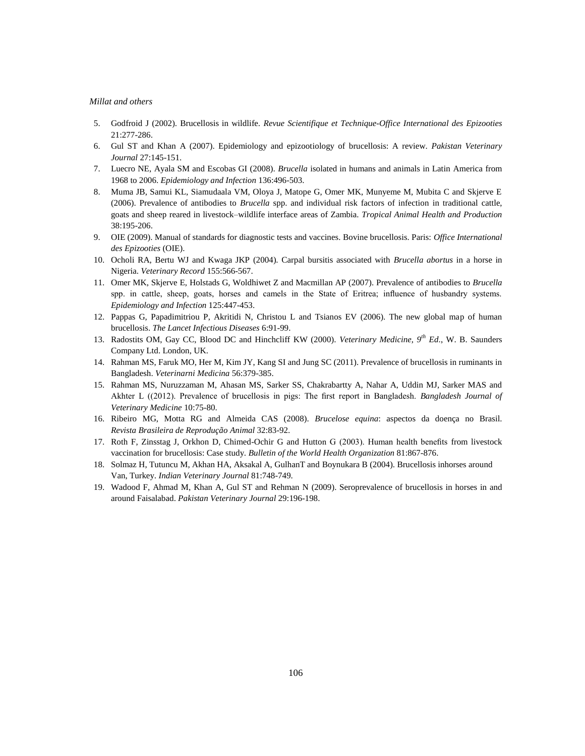5. Godfroid J (2002). Brucellosis in wildlife. *Revue Scientifique et Technique-Office International des Epizooties* 21:277-286.
6. Gul ST and Khan A (2007). Epidemiology and epizootiology of brucellosis: A review. *Pakistan Veterinary Journal* 27:145-151.
7. Luecro NE, Ayala SM and Escobas GI (2008). *Brucella* isolated in humans and animals in Latin America from 1968 to 2006. *Epidemiology and Infection* 136:496-503.
8. Muma JB, Samui KL, Siamudaala VM, Oloya J, Matope G, Omer MK, Munyeme M, Mubita C and Skjerve E (2006). Prevalence of antibodies to *Brucella* spp. and individual risk factors of infection in traditional cattle, goats and sheep reared in livestock–wildlife interface areas of Zambia. *Tropical Animal Health and Production* 38:195-206.
9. OIE (2009). Manual of standards for diagnostic tests and vaccines. Bovine brucellosis. Paris: *Office International des Epizooties* (OIE).
10. Ocholi RA, Bertu WJ and Kwaga JKP (2004). Carpal bursitis associated with *Brucella abortus* in a horse in Nigeria. *Veterinary Record* 155:566-567.
11. Omer MK, Skjerve E, Holstads G, Woldhiwet Z and Macmillan AP (2007). Prevalence of antibodies to *Brucella* spp. in cattle, sheep, goats, horses and camels in the State of Eritrea; influence of husbandry systems. *Epidemiology and Infection* 125:447-453.
12. Pappas G, Papadimitriou P, Akritidi N, Christou L and Tsianos EV (2006). The new global map of human brucellosis. *The Lancet Infectious Diseases* 6:91-99.
13. Radostits OM, Gay CC, Blood DC and Hinchcliff KW (2000). *Veterinary Medicine, 9th Ed*., W. B. Saunders Company Ltd. London, UK.
14. Rahman MS, Faruk MO, Her M, Kim JY, Kang SI and Jung SC (2011). Prevalence of brucellosis in ruminants in Bangladesh. *Veterinarni Medicina* 56:379-385.
15. Rahman MS, Nuruzzaman M, Ahasan MS, Sarker SS, Chakrabartty A, Nahar A, Uddin MJ, Sarker MAS and Akhter L ((2012). Prevalence of brucellosis in pigs: The first report in Bangladesh. *Bangladesh Journal of Veterinary Medicine* 10:75-80.
16. Ribeiro MG, Motta RG and Almeida CAS (2008). *Brucelose equina*: aspectos da doença no Brasil. *Revista Brasileira de Reprodução Animal* 32:83-92.
17. Roth F, Zinsstag J, Orkhon D, Chimed-Ochir G and Hutton G (2003). Human health benefits from livestock vaccination for brucellosis: Case study. *Bulletin of the World Health Organization* 81:867-876.
18. Solmaz H, Tutuncu M, Akhan HA, Aksakal A, GulhanT and Boynukara B (2004). Brucellosis inhorses around Van, Turkey. *Indian Veterinary Journal* 81:748-749.
19. Wadood F, Ahmad M, Khan A, Gul ST and Rehman N (2009). Seroprevalence of brucellosis in horses in and around Faisalabad. *Pakistan Veterinary Journal* 29:196-198.